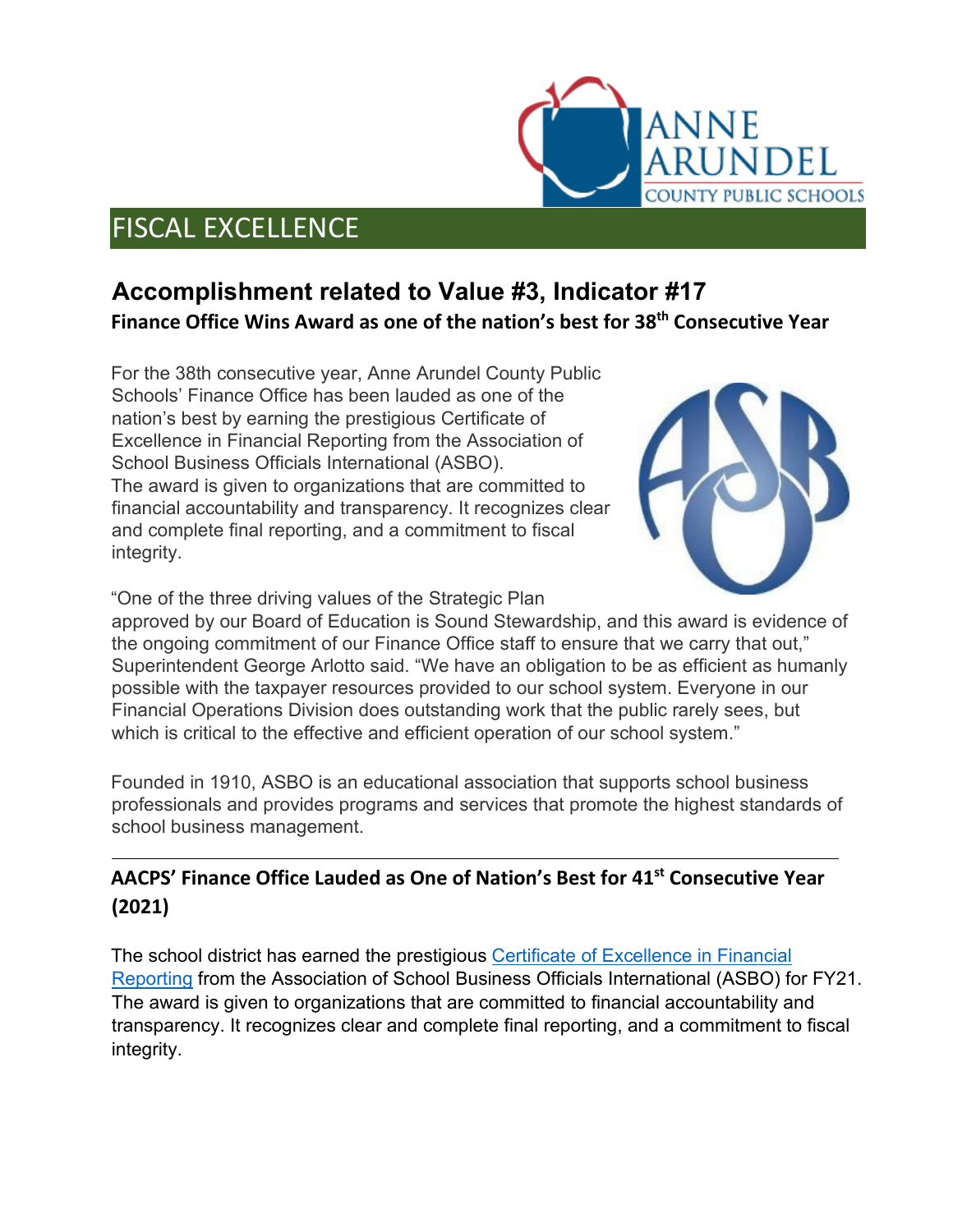# FISCAL EXCELLENCE

## Accomplishment related to Value #3, Indicator #17

### Finance Office Wins Award as one of the nation's best for 38th Consecutive Year

For the 38th consecutive year, Anne Arundel County Public Schools' Finance Office has been lauded as one of the nation's best by earning the prestigious Certificate of Excellence in Financial Reporting from the Association of School Business Officials International (ASBO). The award is given to organizations that are committed to financial accountability and transparency. It recognizes clear and complete final reporting, and a commitment to fiscal integrity.

"One of the three driving values of the Strategic Plan approved by our Board of Education is Sound Stewardship, and this award is evidence of the ongoing commitment of our Finance Office staff to ensure that we carry that out," Superintendent George Arlotto said. "We have an obligation to be as efficient as humanly possible with the taxpayer resources provided to our school system. Everyone in our Financial Operations Division does outstanding work that the public rarely sees, but which is critical to the effective and efficient operation of our school system."

Founded in 1910, ASBO is an educational association that supports school business professionals and provides programs and services that promote the highest standards of school business management.

---

### AACPS' Finance Office Lauded as One of Nation's Best for 41st Consecutive Year (2021)

The school district has earned the prestigious Certificate of Excellence in Financial Reporting from the Association of School Business Officials International (ASBO) for FY21. The award is given to organizations that are committed to financial accountability and transparency. It recognizes clear and complete final reporting, and a commitment to fiscal integrity.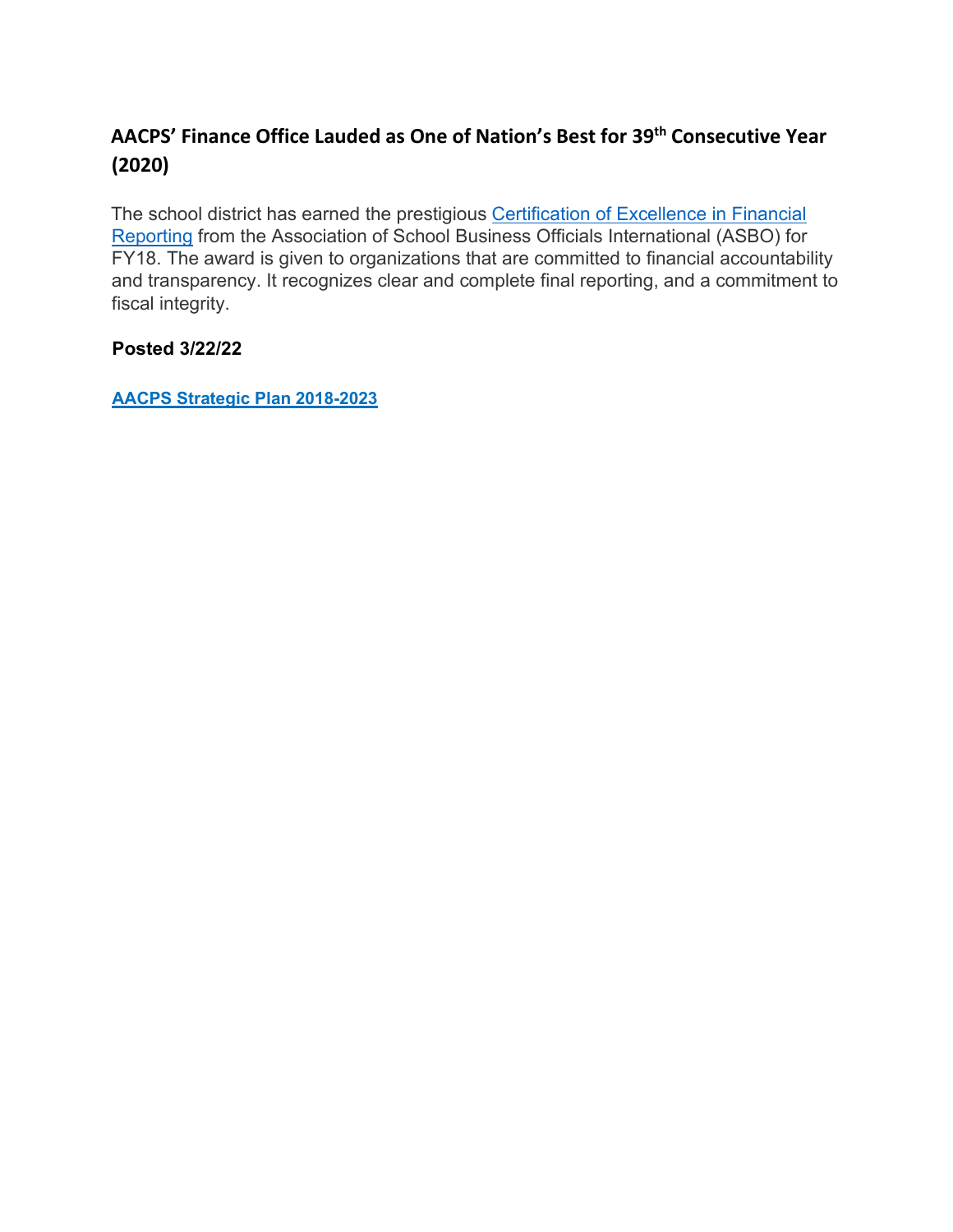### AACPS' Finance Office Lauded as One of Nation's Best for 39th Consecutive Year (2020)

The school district has earned the prestigious Certification of Excellence in Financial Reporting from the Association of School Business Officials International (ASBO) for FY18. The award is given to organizations that are committed to financial accountability and transparency. It recognizes clear and complete final reporting, and a commitment to fiscal integrity.

**Posted 3/22/22**

**AACPS Strategic Plan 2018-2023**